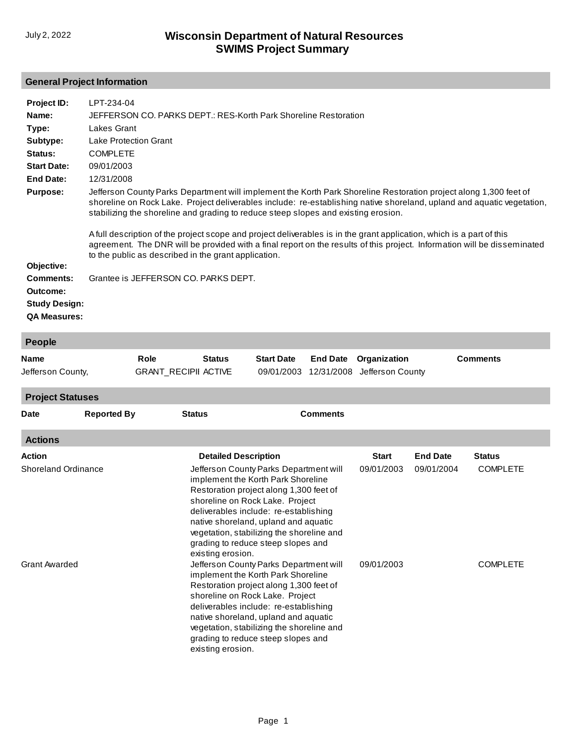July 2, 2022

# Wisconsin Department of Natural Resources
# SWIMS Project Summary

## General Project Information

**Project ID:** LPT-234-04

**Name:** JEFFERSON CO. PARKS DEPT.: RES-Korth Park Shoreline Restoration

**Type:** Lakes Grant

**Subtype:** Lake Protection Grant

**Status:** COMPLETE

**Start Date:** 09/01/2003

**End Date:** 12/31/2008

**Purpose:** Jefferson County Parks Department will implement the Korth Park Shoreline Restoration project along 1,300 feet of shoreline on Rock Lake. Project deliverables include: re-establishing native shoreland, upland and aquatic vegetation, stabilizing the shoreline and grading to reduce steep slopes and existing erosion.

A full description of the project scope and project deliverables is in the grant application, which is a part of this agreement. The DNR will be provided with a final report on the results of this project. Information will be disseminated to the public as described in the grant application.

**Objective:**

**Comments:** Grantee is JEFFERSON CO. PARKS DEPT.

**Outcome:**

**Study Design:**

**QA Measures:**

## People

| Name | Role | Status | Start Date | End Date | Organization | Comments |
|---|---|---|---|---|---|---|
| Jefferson County, | GRANT_RECIPII | ACTIVE | 09/01/2003 | 12/31/2008 | Jefferson County | |

## Project Statuses

| Date | Reported By | Status | Comments |
|---|---|---|---|

## Actions

| Action | Detailed Description | Start | End Date | Status |
|---|---|---|---|---|
| Shoreland Ordinance | Jefferson County Parks Department will implement the Korth Park Shoreline Restoration project along 1,300 feet of shoreline on Rock Lake. Project deliverables include: re-establishing native shoreland, upland and aquatic vegetation, stabilizing the shoreline and grading to reduce steep slopes and existing erosion. | 09/01/2003 | 09/01/2004 | COMPLETE |
| Grant Awarded | Jefferson County Parks Department will implement the Korth Park Shoreline Restoration project along 1,300 feet of shoreline on Rock Lake. Project deliverables include: re-establishing native shoreland, upland and aquatic vegetation, stabilizing the shoreline and grading to reduce steep slopes and existing erosion. | 09/01/2003 | | COMPLETE |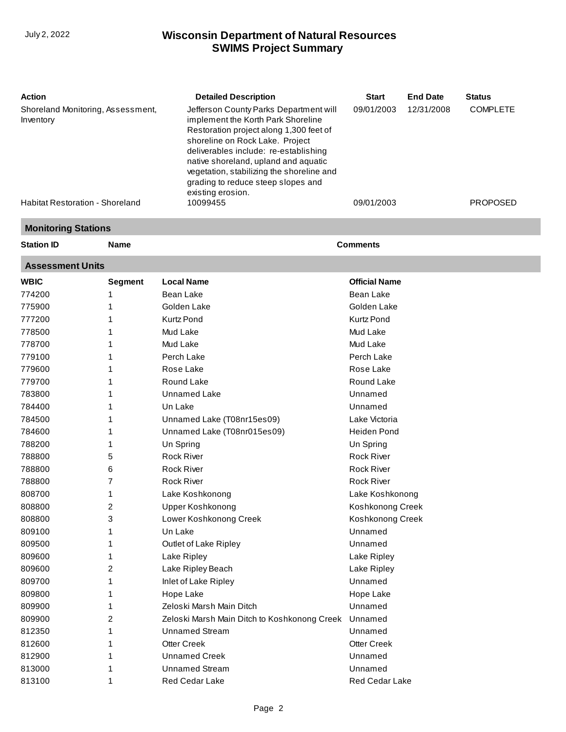| Action | Detailed Description | Start | End Date | Status |
|---|---|---|---|---|
| Shoreland Monitoring, Assessment, Inventory | Jefferson County Parks Department will implement the Korth Park Shoreline Restoration project along 1,300 feet of shoreline on Rock Lake. Project deliverables include: re-establishing native shoreland, upland and aquatic vegetation, stabilizing the shoreline and grading to reduce steep slopes and existing erosion. | 09/01/2003 | 12/31/2008 | COMPLETE |
| Habitat Restoration - Shoreland | 10099455 | 09/01/2003 | | PROPOSED |

## Monitoring Stations

| Station ID | Name | Comments |
|---|---|---|

## Assessment Units

| WBIC | Segment | Local Name | Official Name |
|---|---|---|---|
| 774200 | 1 | Bean Lake | Bean Lake |
| 775900 | 1 | Golden Lake | Golden Lake |
| 777200 | 1 | Kurtz Pond | Kurtz Pond |
| 778500 | 1 | Mud Lake | Mud Lake |
| 778700 | 1 | Mud Lake | Mud Lake |
| 779100 | 1 | Perch Lake | Perch Lake |
| 779600 | 1 | Rose Lake | Rose Lake |
| 779700 | 1 | Round Lake | Round Lake |
| 783800 | 1 | Unnamed Lake | Unnamed |
| 784400 | 1 | Un Lake | Unnamed |
| 784500 | 1 | Unnamed Lake (T08nr15es09) | Lake Victoria |
| 784600 | 1 | Unnamed Lake (T08nr015es09) | Heiden Pond |
| 788200 | 1 | Un Spring | Un Spring |
| 788800 | 5 | Rock River | Rock River |
| 788800 | 6 | Rock River | Rock River |
| 788800 | 7 | Rock River | Rock River |
| 808700 | 1 | Lake Koshkonong | Lake Koshkonong |
| 808800 | 2 | Upper Koshkonong | Koshkonong Creek |
| 808800 | 3 | Lower Koshkonong Creek | Koshkonong Creek |
| 809100 | 1 | Un Lake | Unnamed |
| 809500 | 1 | Outlet of Lake Ripley | Unnamed |
| 809600 | 1 | Lake Ripley | Lake Ripley |
| 809600 | 2 | Lake Ripley Beach | Lake Ripley |
| 809700 | 1 | Inlet of Lake Ripley | Unnamed |
| 809800 | 1 | Hope Lake | Hope Lake |
| 809900 | 1 | Zeloski Marsh Main Ditch | Unnamed |
| 809900 | 2 | Zeloski Marsh Main Ditch to Koshkonong Creek | Unnamed |
| 812350 | 1 | Unnamed Stream | Unnamed |
| 812600 | 1 | Otter Creek | Otter Creek |
| 812900 | 1 | Unnamed Creek | Unnamed |
| 813000 | 1 | Unnamed Stream | Unnamed |
| 813100 | 1 | Red Cedar Lake | Red Cedar Lake |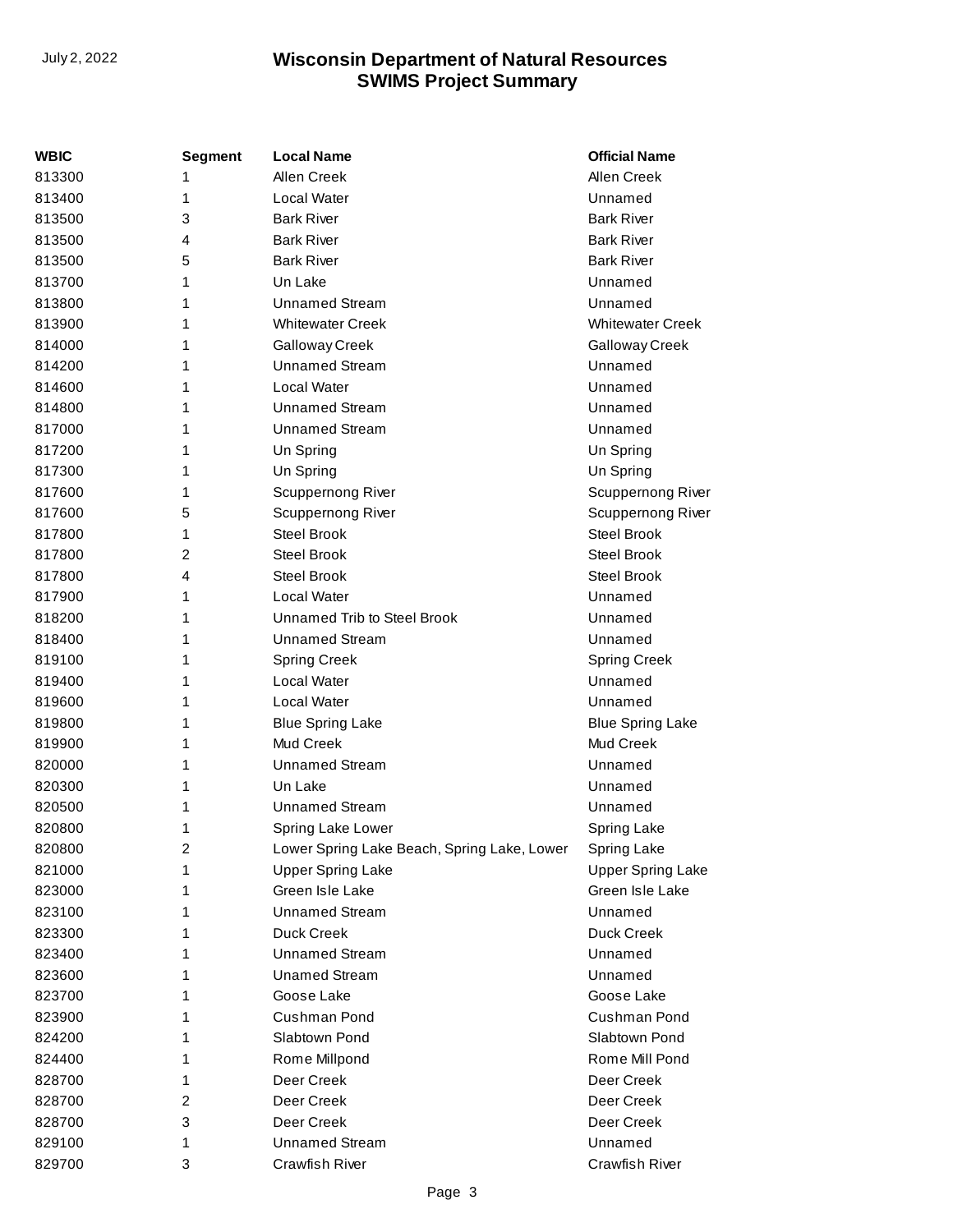| WBIC | Segment | Local Name | Official Name |
| --- | --- | --- | --- |
| 813300 | 1 | Allen Creek | Allen Creek |
| 813400 | 1 | Local Water | Unnamed |
| 813500 | 3 | Bark River | Bark River |
| 813500 | 4 | Bark River | Bark River |
| 813500 | 5 | Bark River | Bark River |
| 813700 | 1 | Un Lake | Unnamed |
| 813800 | 1 | Unnamed Stream | Unnamed |
| 813900 | 1 | Whitewater Creek | Whitewater Creek |
| 814000 | 1 | Galloway Creek | Galloway Creek |
| 814200 | 1 | Unnamed Stream | Unnamed |
| 814600 | 1 | Local Water | Unnamed |
| 814800 | 1 | Unnamed Stream | Unnamed |
| 817000 | 1 | Unnamed Stream | Unnamed |
| 817200 | 1 | Un Spring | Un Spring |
| 817300 | 1 | Un Spring | Un Spring |
| 817600 | 1 | Scuppernong River | Scuppernong River |
| 817600 | 5 | Scuppernong River | Scuppernong River |
| 817800 | 1 | Steel Brook | Steel Brook |
| 817800 | 2 | Steel Brook | Steel Brook |
| 817800 | 4 | Steel Brook | Steel Brook |
| 817900 | 1 | Local Water | Unnamed |
| 818200 | 1 | Unnamed Trib to Steel Brook | Unnamed |
| 818400 | 1 | Unnamed Stream | Unnamed |
| 819100 | 1 | Spring Creek | Spring Creek |
| 819400 | 1 | Local Water | Unnamed |
| 819600 | 1 | Local Water | Unnamed |
| 819800 | 1 | Blue Spring Lake | Blue Spring Lake |
| 819900 | 1 | Mud Creek | Mud Creek |
| 820000 | 1 | Unnamed Stream | Unnamed |
| 820300 | 1 | Un Lake | Unnamed |
| 820500 | 1 | Unnamed Stream | Unnamed |
| 820800 | 1 | Spring Lake Lower | Spring Lake |
| 820800 | 2 | Lower Spring Lake Beach, Spring Lake, Lower | Spring Lake |
| 821000 | 1 | Upper Spring Lake | Upper Spring Lake |
| 823000 | 1 | Green Isle Lake | Green Isle Lake |
| 823100 | 1 | Unnamed Stream | Unnamed |
| 823300 | 1 | Duck Creek | Duck Creek |
| 823400 | 1 | Unnamed Stream | Unnamed |
| 823600 | 1 | Unamed Stream | Unnamed |
| 823700 | 1 | Goose Lake | Goose Lake |
| 823900 | 1 | Cushman Pond | Cushman Pond |
| 824200 | 1 | Slabtown Pond | Slabtown Pond |
| 824400 | 1 | Rome Millpond | Rome Mill Pond |
| 828700 | 1 | Deer Creek | Deer Creek |
| 828700 | 2 | Deer Creek | Deer Creek |
| 828700 | 3 | Deer Creek | Deer Creek |
| 829100 | 1 | Unnamed Stream | Unnamed |
| 829700 | 3 | Crawfish River | Crawfish River |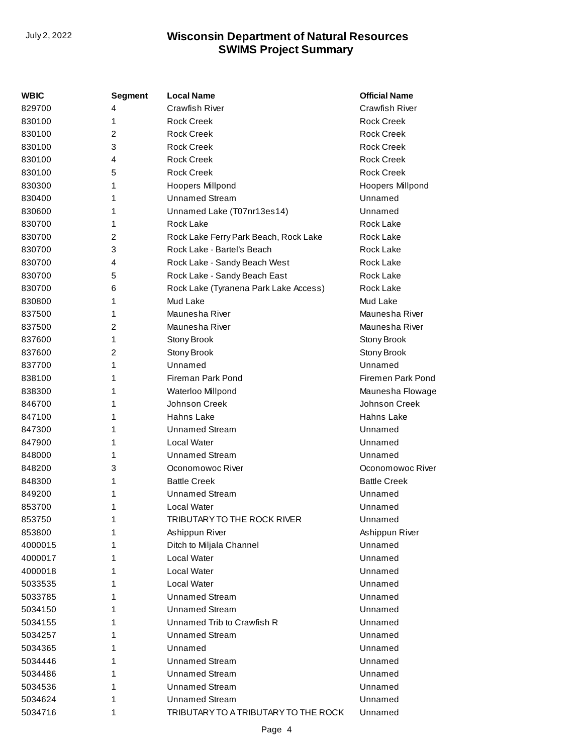| WBIC | Segment | Local Name | Official Name |
| --- | --- | --- | --- |
| 829700 | 4 | Crawfish River | Crawfish River |
| 830100 | 1 | Rock Creek | Rock Creek |
| 830100 | 2 | Rock Creek | Rock Creek |
| 830100 | 3 | Rock Creek | Rock Creek |
| 830100 | 4 | Rock Creek | Rock Creek |
| 830100 | 5 | Rock Creek | Rock Creek |
| 830300 | 1 | Hoopers Millpond | Hoopers Millpond |
| 830400 | 1 | Unnamed Stream | Unnamed |
| 830600 | 1 | Unnamed Lake (T07nr13es14) | Unnamed |
| 830700 | 1 | Rock Lake | Rock Lake |
| 830700 | 2 | Rock Lake Ferry Park Beach, Rock Lake | Rock Lake |
| 830700 | 3 | Rock Lake - Bartel's Beach | Rock Lake |
| 830700 | 4 | Rock Lake - Sandy Beach West | Rock Lake |
| 830700 | 5 | Rock Lake - Sandy Beach East | Rock Lake |
| 830700 | 6 | Rock Lake (Tyranena Park Lake Access) | Rock Lake |
| 830800 | 1 | Mud Lake | Mud Lake |
| 837500 | 1 | Maunesha River | Maunesha River |
| 837500 | 2 | Maunesha River | Maunesha River |
| 837600 | 1 | Stony Brook | Stony Brook |
| 837600 | 2 | Stony Brook | Stony Brook |
| 837700 | 1 | Unnamed | Unnamed |
| 838100 | 1 | Fireman Park Pond | Firemen Park Pond |
| 838300 | 1 | Waterloo Millpond | Maunesha Flowage |
| 846700 | 1 | Johnson Creek | Johnson Creek |
| 847100 | 1 | Hahns Lake | Hahns Lake |
| 847300 | 1 | Unnamed Stream | Unnamed |
| 847900 | 1 | Local Water | Unnamed |
| 848000 | 1 | Unnamed Stream | Unnamed |
| 848200 | 3 | Oconomowoc River | Oconomowoc River |
| 848300 | 1 | Battle Creek | Battle Creek |
| 849200 | 1 | Unnamed Stream | Unnamed |
| 853700 | 1 | Local Water | Unnamed |
| 853750 | 1 | TRIBUTARY TO THE ROCK RIVER | Unnamed |
| 853800 | 1 | Ashippun River | Ashippun River |
| 4000015 | 1 | Ditch to Miljala Channel | Unnamed |
| 4000017 | 1 | Local Water | Unnamed |
| 4000018 | 1 | Local Water | Unnamed |
| 5033535 | 1 | Local Water | Unnamed |
| 5033785 | 1 | Unnamed Stream | Unnamed |
| 5034150 | 1 | Unnamed Stream | Unnamed |
| 5034155 | 1 | Unnamed Trib to Crawfish R | Unnamed |
| 5034257 | 1 | Unnamed Stream | Unnamed |
| 5034365 | 1 | Unnamed | Unnamed |
| 5034446 | 1 | Unnamed Stream | Unnamed |
| 5034486 | 1 | Unnamed Stream | Unnamed |
| 5034536 | 1 | Unnamed Stream | Unnamed |
| 5034624 | 1 | Unnamed Stream | Unnamed |
| 5034716 | 1 | TRIBUTARY TO A TRIBUTARY TO THE ROCK | Unnamed |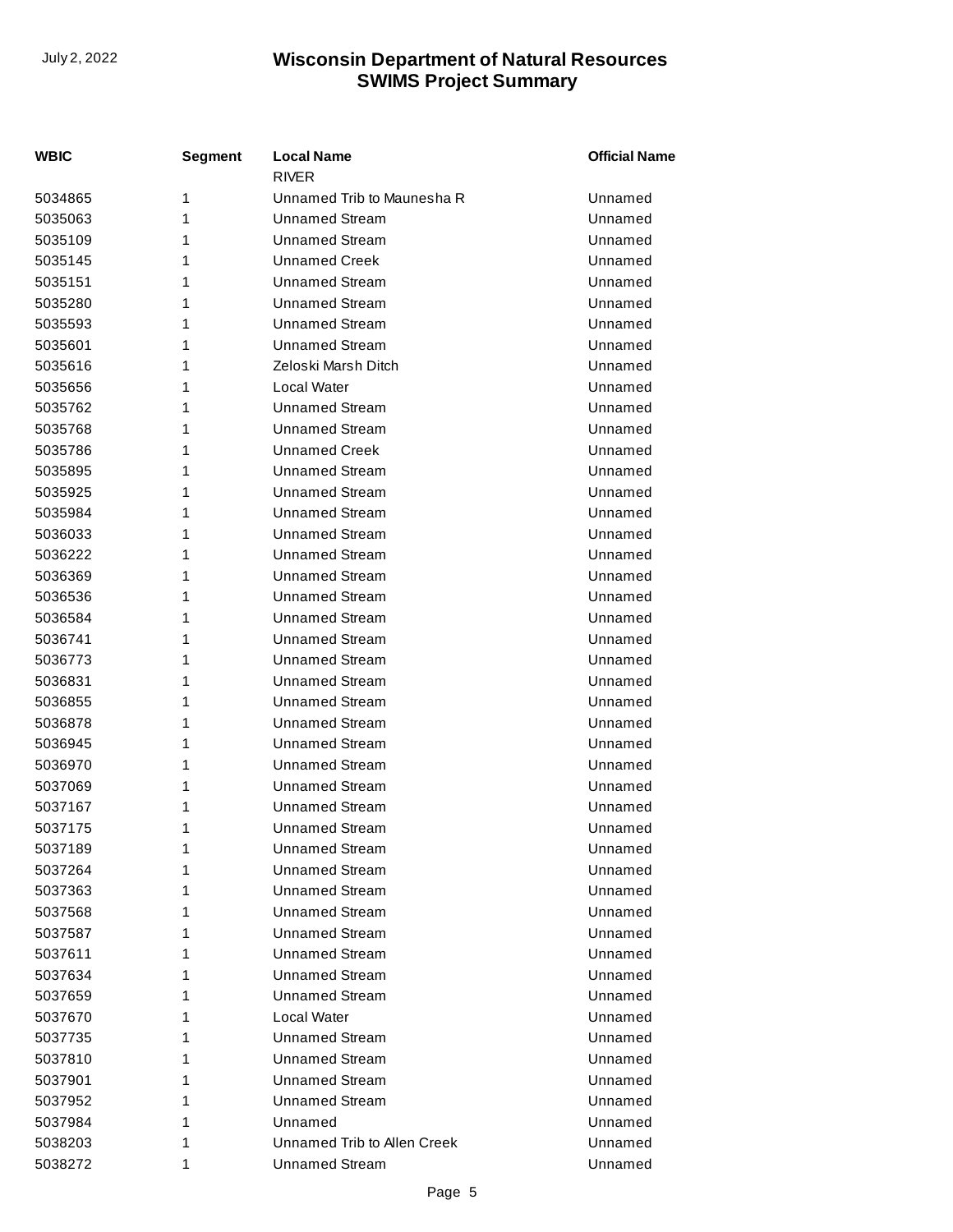| WBIC | Segment | Local Name | Official Name |
|---|---|---|---|
| | | RIVER | |
| 5034865 | 1 | Unnamed Trib to Maunesha R | Unnamed |
| 5035063 | 1 | Unnamed Stream | Unnamed |
| 5035109 | 1 | Unnamed Stream | Unnamed |
| 5035145 | 1 | Unnamed Creek | Unnamed |
| 5035151 | 1 | Unnamed Stream | Unnamed |
| 5035280 | 1 | Unnamed Stream | Unnamed |
| 5035593 | 1 | Unnamed Stream | Unnamed |
| 5035601 | 1 | Unnamed Stream | Unnamed |
| 5035616 | 1 | Zeloski Marsh Ditch | Unnamed |
| 5035656 | 1 | Local Water | Unnamed |
| 5035762 | 1 | Unnamed Stream | Unnamed |
| 5035768 | 1 | Unnamed Stream | Unnamed |
| 5035786 | 1 | Unnamed Creek | Unnamed |
| 5035895 | 1 | Unnamed Stream | Unnamed |
| 5035925 | 1 | Unnamed Stream | Unnamed |
| 5035984 | 1 | Unnamed Stream | Unnamed |
| 5036033 | 1 | Unnamed Stream | Unnamed |
| 5036222 | 1 | Unnamed Stream | Unnamed |
| 5036369 | 1 | Unnamed Stream | Unnamed |
| 5036536 | 1 | Unnamed Stream | Unnamed |
| 5036584 | 1 | Unnamed Stream | Unnamed |
| 5036741 | 1 | Unnamed Stream | Unnamed |
| 5036773 | 1 | Unnamed Stream | Unnamed |
| 5036831 | 1 | Unnamed Stream | Unnamed |
| 5036855 | 1 | Unnamed Stream | Unnamed |
| 5036878 | 1 | Unnamed Stream | Unnamed |
| 5036945 | 1 | Unnamed Stream | Unnamed |
| 5036970 | 1 | Unnamed Stream | Unnamed |
| 5037069 | 1 | Unnamed Stream | Unnamed |
| 5037167 | 1 | Unnamed Stream | Unnamed |
| 5037175 | 1 | Unnamed Stream | Unnamed |
| 5037189 | 1 | Unnamed Stream | Unnamed |
| 5037264 | 1 | Unnamed Stream | Unnamed |
| 5037363 | 1 | Unnamed Stream | Unnamed |
| 5037568 | 1 | Unnamed Stream | Unnamed |
| 5037587 | 1 | Unnamed Stream | Unnamed |
| 5037611 | 1 | Unnamed Stream | Unnamed |
| 5037634 | 1 | Unnamed Stream | Unnamed |
| 5037659 | 1 | Unnamed Stream | Unnamed |
| 5037670 | 1 | Local Water | Unnamed |
| 5037735 | 1 | Unnamed Stream | Unnamed |
| 5037810 | 1 | Unnamed Stream | Unnamed |
| 5037901 | 1 | Unnamed Stream | Unnamed |
| 5037952 | 1 | Unnamed Stream | Unnamed |
| 5037984 | 1 | Unnamed | Unnamed |
| 5038203 | 1 | Unnamed Trib to Allen Creek | Unnamed |
| 5038272 | 1 | Unnamed Stream | Unnamed |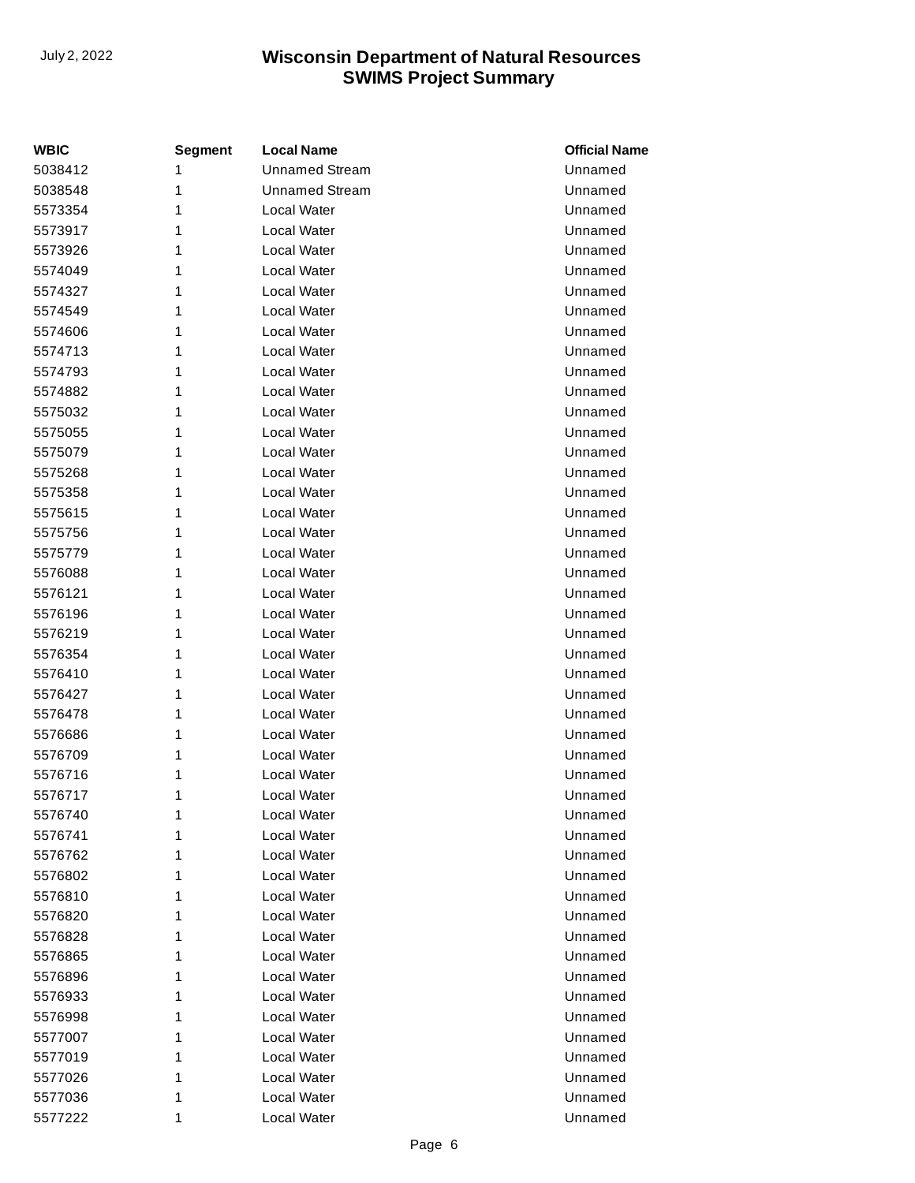| WBIC | Segment | Local Name | Official Name |
|---|---|---|---|
| 5038412 | 1 | Unnamed Stream | Unnamed |
| 5038548 | 1 | Unnamed Stream | Unnamed |
| 5573354 | 1 | Local Water | Unnamed |
| 5573917 | 1 | Local Water | Unnamed |
| 5573926 | 1 | Local Water | Unnamed |
| 5574049 | 1 | Local Water | Unnamed |
| 5574327 | 1 | Local Water | Unnamed |
| 5574549 | 1 | Local Water | Unnamed |
| 5574606 | 1 | Local Water | Unnamed |
| 5574713 | 1 | Local Water | Unnamed |
| 5574793 | 1 | Local Water | Unnamed |
| 5574882 | 1 | Local Water | Unnamed |
| 5575032 | 1 | Local Water | Unnamed |
| 5575055 | 1 | Local Water | Unnamed |
| 5575079 | 1 | Local Water | Unnamed |
| 5575268 | 1 | Local Water | Unnamed |
| 5575358 | 1 | Local Water | Unnamed |
| 5575615 | 1 | Local Water | Unnamed |
| 5575756 | 1 | Local Water | Unnamed |
| 5575779 | 1 | Local Water | Unnamed |
| 5576088 | 1 | Local Water | Unnamed |
| 5576121 | 1 | Local Water | Unnamed |
| 5576196 | 1 | Local Water | Unnamed |
| 5576219 | 1 | Local Water | Unnamed |
| 5576354 | 1 | Local Water | Unnamed |
| 5576410 | 1 | Local Water | Unnamed |
| 5576427 | 1 | Local Water | Unnamed |
| 5576478 | 1 | Local Water | Unnamed |
| 5576686 | 1 | Local Water | Unnamed |
| 5576709 | 1 | Local Water | Unnamed |
| 5576716 | 1 | Local Water | Unnamed |
| 5576717 | 1 | Local Water | Unnamed |
| 5576740 | 1 | Local Water | Unnamed |
| 5576741 | 1 | Local Water | Unnamed |
| 5576762 | 1 | Local Water | Unnamed |
| 5576802 | 1 | Local Water | Unnamed |
| 5576810 | 1 | Local Water | Unnamed |
| 5576820 | 1 | Local Water | Unnamed |
| 5576828 | 1 | Local Water | Unnamed |
| 5576865 | 1 | Local Water | Unnamed |
| 5576896 | 1 | Local Water | Unnamed |
| 5576933 | 1 | Local Water | Unnamed |
| 5576998 | 1 | Local Water | Unnamed |
| 5577007 | 1 | Local Water | Unnamed |
| 5577019 | 1 | Local Water | Unnamed |
| 5577026 | 1 | Local Water | Unnamed |
| 5577036 | 1 | Local Water | Unnamed |
| 5577222 | 1 | Local Water | Unnamed |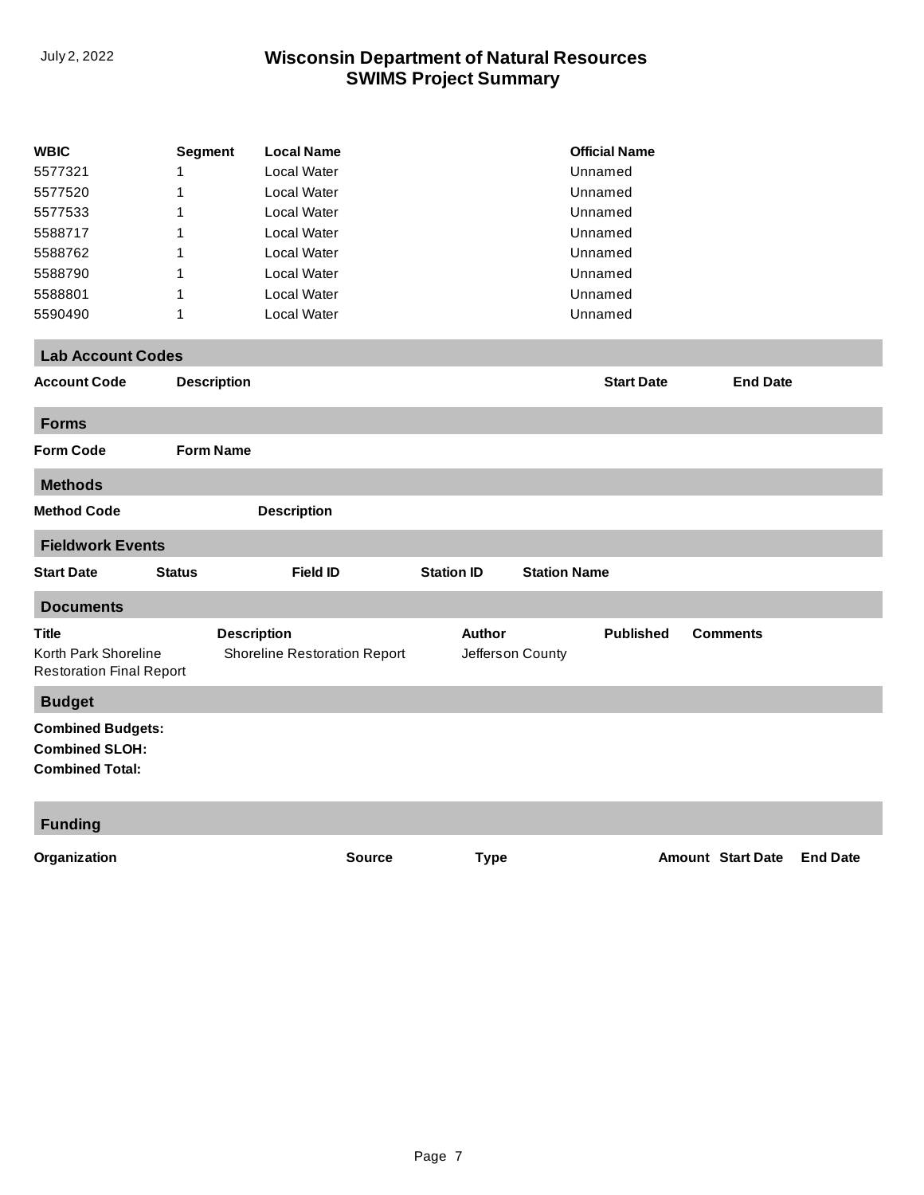| WBIC | Segment | Local Name | Official Name |
|---|---|---|---|
| 5577321 | 1 | Local Water | Unnamed |
| 5577520 | 1 | Local Water | Unnamed |
| 5577533 | 1 | Local Water | Unnamed |
| 5588717 | 1 | Local Water | Unnamed |
| 5588762 | 1 | Local Water | Unnamed |
| 5588790 | 1 | Local Water | Unnamed |
| 5588801 | 1 | Local Water | Unnamed |
| 5590490 | 1 | Local Water | Unnamed |

## Lab Account Codes

| Account Code | Description | Start Date | End Date |
|---|---|---|---|

## Forms

| Form Code | Form Name |
|---|---|

## Methods

| Method Code | Description |
|---|---|

## Fieldwork Events

| Start Date | Status | Field ID | Station ID | Station Name |
|---|---|---|---|---|

## Documents

| Title | Description | Author | Published | Comments |
|---|---|---|---|---|
| Korth Park Shoreline Restoration Final Report | Shoreline Restoration Report | Jefferson County | | |

## Budget

**Combined Budgets:**

**Combined SLOH:**

**Combined Total:**

## Funding

| Organization | Source | Type | Amount | Start Date | End Date |
|---|---|---|---|---|---|